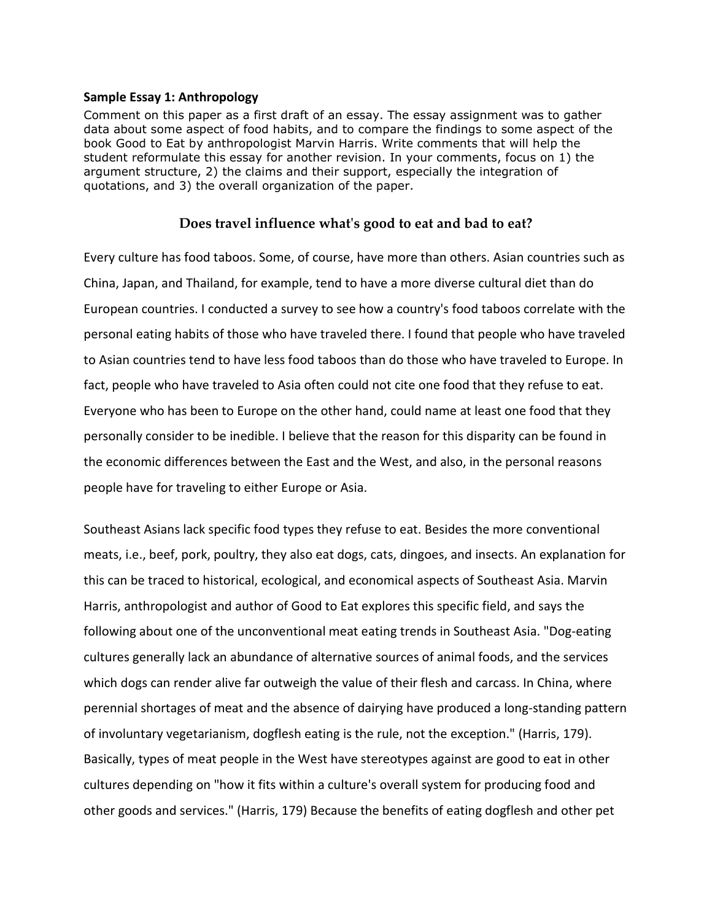**Sample Essay 1: Anthropology**

Comment on this paper as a first draft of an essay. The essay assignment was to gather data about some aspect of food habits, and to compare the findings to some aspect of the book Good to Eat by anthropologist Marvin Harris. Write comments that will help the student reformulate this essay for another revision. In your comments, focus on 1) the argument structure, 2) the claims and their support, especially the integration of quotations, and 3) the overall organization of the paper.

## Does travel influence what's good to eat and bad to eat?

Every culture has food taboos. Some, of course, have more than others. Asian countries such as China, Japan, and Thailand, for example, tend to have a more diverse cultural diet than do European countries. I conducted a survey to see how a country's food taboos correlate with the personal eating habits of those who have traveled there. I found that people who have traveled to Asian countries tend to have less food taboos than do those who have traveled to Europe. In fact, people who have traveled to Asia often could not cite one food that they refuse to eat. Everyone who has been to Europe on the other hand, could name at least one food that they personally consider to be inedible. I believe that the reason for this disparity can be found in the economic differences between the East and the West, and also, in the personal reasons people have for traveling to either Europe or Asia.

Southeast Asians lack specific food types they refuse to eat. Besides the more conventional meats, i.e., beef, pork, poultry, they also eat dogs, cats, dingoes, and insects. An explanation for this can be traced to historical, ecological, and economical aspects of Southeast Asia. Marvin Harris, anthropologist and author of Good to Eat explores this specific field, and says the following about one of the unconventional meat eating trends in Southeast Asia. "Dog-eating cultures generally lack an abundance of alternative sources of animal foods, and the services which dogs can render alive far outweigh the value of their flesh and carcass. In China, where perennial shortages of meat and the absence of dairying have produced a long-standing pattern of involuntary vegetarianism, dogflesh eating is the rule, not the exception." (Harris, 179). Basically, types of meat people in the West have stereotypes against are good to eat in other cultures depending on "how it fits within a culture's overall system for producing food and other goods and services." (Harris, 179) Because the benefits of eating dogflesh and other pet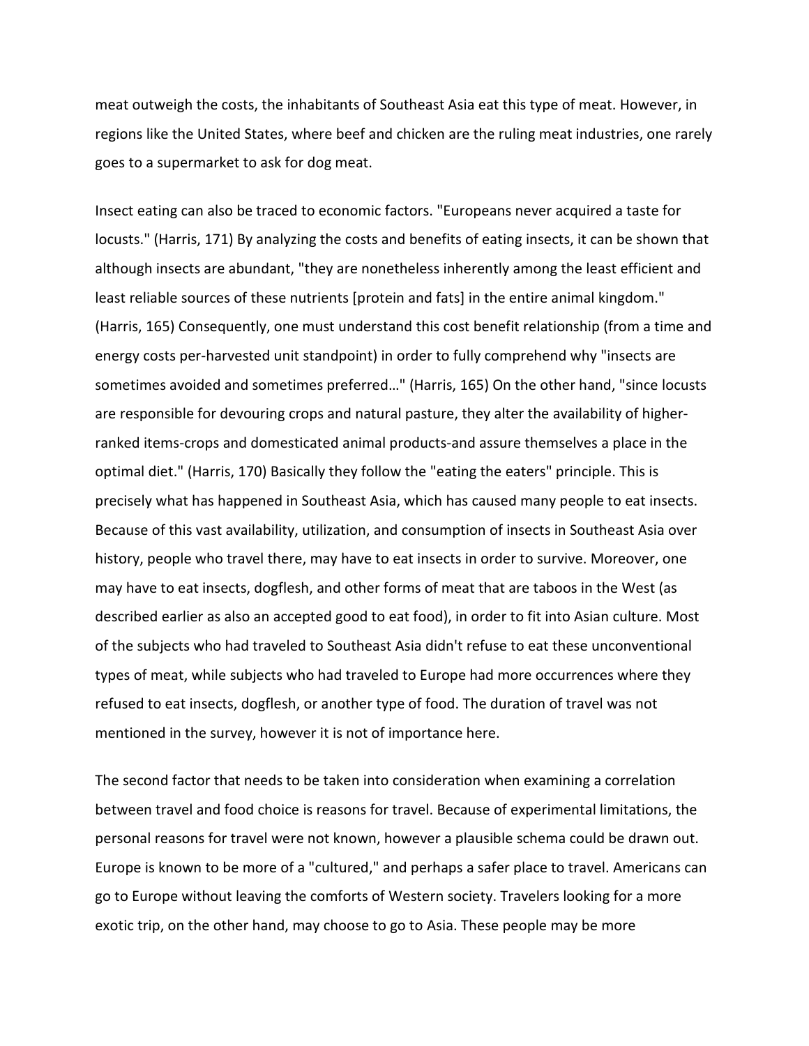meat outweigh the costs, the inhabitants of Southeast Asia eat this type of meat. However, in regions like the United States, where beef and chicken are the ruling meat industries, one rarely goes to a supermarket to ask for dog meat.

Insect eating can also be traced to economic factors. "Europeans never acquired a taste for locusts." (Harris, 171) By analyzing the costs and benefits of eating insects, it can be shown that although insects are abundant, "they are nonetheless inherently among the least efficient and least reliable sources of these nutrients [protein and fats] in the entire animal kingdom." (Harris, 165) Consequently, one must understand this cost benefit relationship (from a time and energy costs per-harvested unit standpoint) in order to fully comprehend why "insects are sometimes avoided and sometimes preferred…" (Harris, 165) On the other hand, "since locusts are responsible for devouring crops and natural pasture, they alter the availability of higher-ranked items-crops and domesticated animal products-and assure themselves a place in the optimal diet." (Harris, 170) Basically they follow the "eating the eaters" principle. This is precisely what has happened in Southeast Asia, which has caused many people to eat insects. Because of this vast availability, utilization, and consumption of insects in Southeast Asia over history, people who travel there, may have to eat insects in order to survive. Moreover, one may have to eat insects, dogflesh, and other forms of meat that are taboos in the West (as described earlier as also an accepted good to eat food), in order to fit into Asian culture. Most of the subjects who had traveled to Southeast Asia didn't refuse to eat these unconventional types of meat, while subjects who had traveled to Europe had more occurrences where they refused to eat insects, dogflesh, or another type of food. The duration of travel was not mentioned in the survey, however it is not of importance here.

The second factor that needs to be taken into consideration when examining a correlation between travel and food choice is reasons for travel. Because of experimental limitations, the personal reasons for travel were not known, however a plausible schema could be drawn out. Europe is known to be more of a "cultured," and perhaps a safer place to travel. Americans can go to Europe without leaving the comforts of Western society. Travelers looking for a more exotic trip, on the other hand, may choose to go to Asia. These people may be more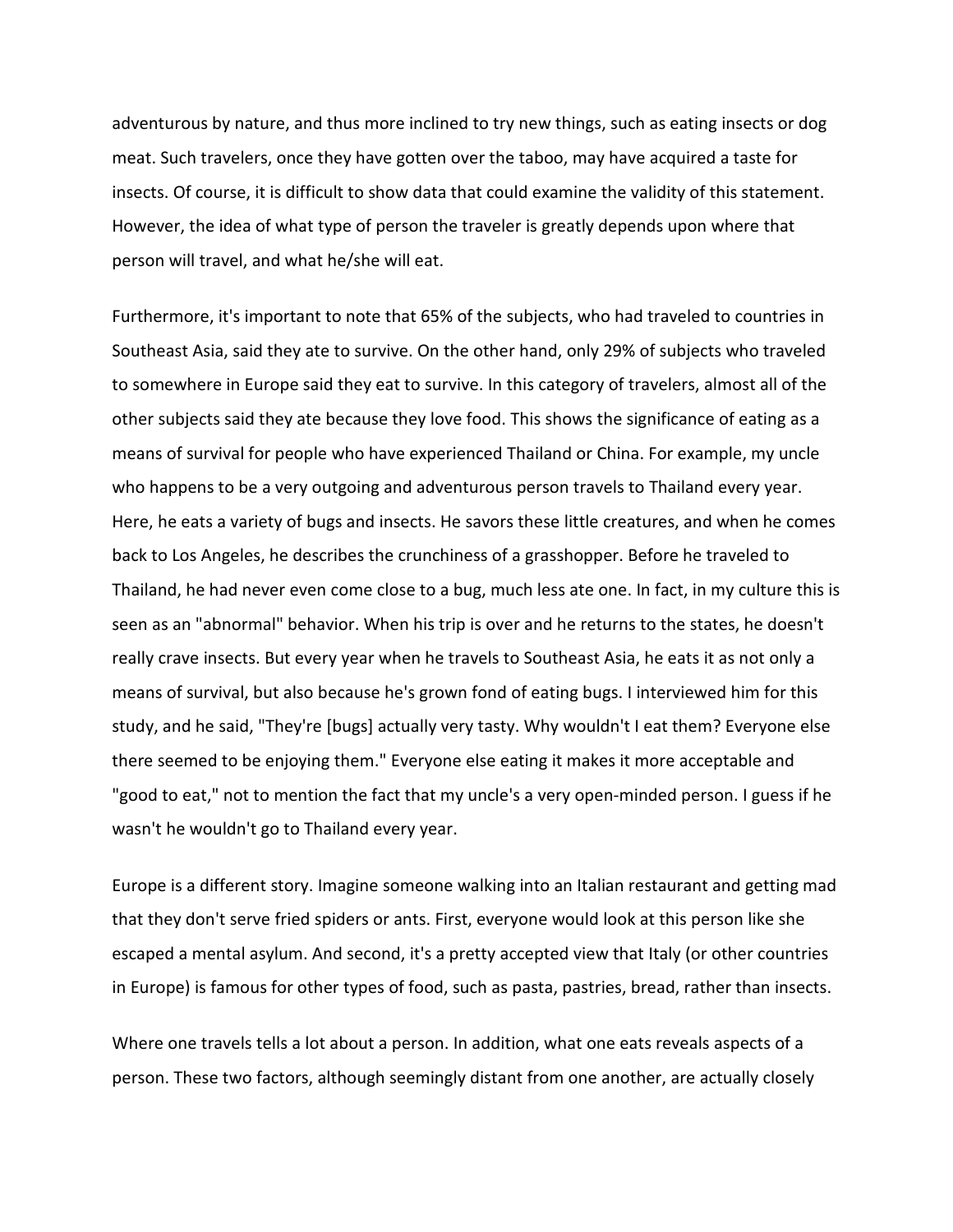adventurous by nature, and thus more inclined to try new things, such as eating insects or dog meat. Such travelers, once they have gotten over the taboo, may have acquired a taste for insects. Of course, it is difficult to show data that could examine the validity of this statement. However, the idea of what type of person the traveler is greatly depends upon where that person will travel, and what he/she will eat.

Furthermore, it's important to note that 65% of the subjects, who had traveled to countries in Southeast Asia, said they ate to survive. On the other hand, only 29% of subjects who traveled to somewhere in Europe said they eat to survive. In this category of travelers, almost all of the other subjects said they ate because they love food. This shows the significance of eating as a means of survival for people who have experienced Thailand or China. For example, my uncle who happens to be a very outgoing and adventurous person travels to Thailand every year. Here, he eats a variety of bugs and insects. He savors these little creatures, and when he comes back to Los Angeles, he describes the crunchiness of a grasshopper. Before he traveled to Thailand, he had never even come close to a bug, much less ate one. In fact, in my culture this is seen as an "abnormal" behavior. When his trip is over and he returns to the states, he doesn't really crave insects. But every year when he travels to Southeast Asia, he eats it as not only a means of survival, but also because he's grown fond of eating bugs. I interviewed him for this study, and he said, "They're [bugs] actually very tasty. Why wouldn't I eat them? Everyone else there seemed to be enjoying them." Everyone else eating it makes it more acceptable and "good to eat," not to mention the fact that my uncle's a very open-minded person. I guess if he wasn't he wouldn't go to Thailand every year.

Europe is a different story. Imagine someone walking into an Italian restaurant and getting mad that they don't serve fried spiders or ants. First, everyone would look at this person like she escaped a mental asylum. And second, it's a pretty accepted view that Italy (or other countries in Europe) is famous for other types of food, such as pasta, pastries, bread, rather than insects.

Where one travels tells a lot about a person. In addition, what one eats reveals aspects of a person. These two factors, although seemingly distant from one another, are actually closely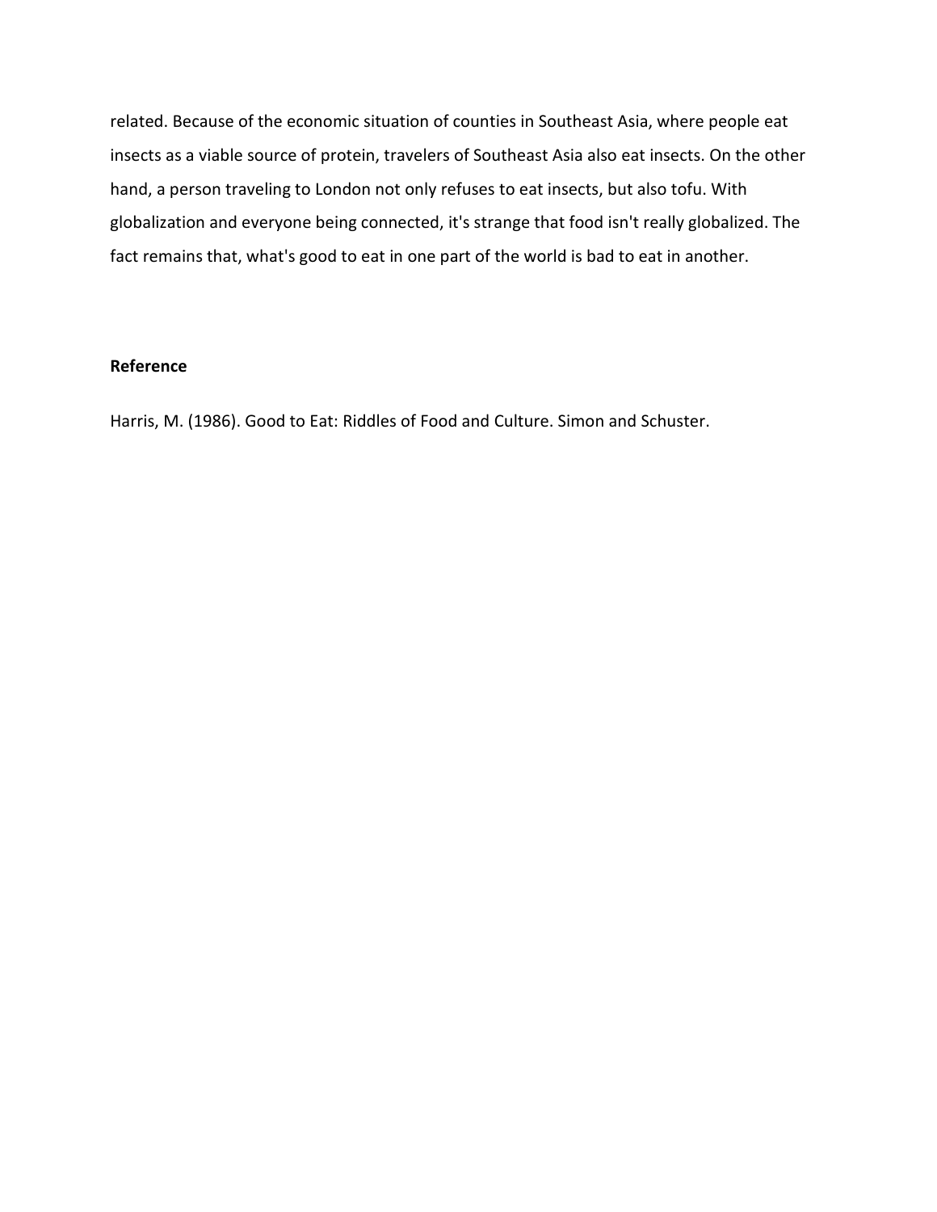related. Because of the economic situation of counties in Southeast Asia, where people eat insects as a viable source of protein, travelers of Southeast Asia also eat insects. On the other hand, a person traveling to London not only refuses to eat insects, but also tofu. With globalization and everyone being connected, it's strange that food isn't really globalized. The fact remains that, what's good to eat in one part of the world is bad to eat in another.

**Reference**

Harris, M. (1986). Good to Eat: Riddles of Food and Culture. Simon and Schuster.